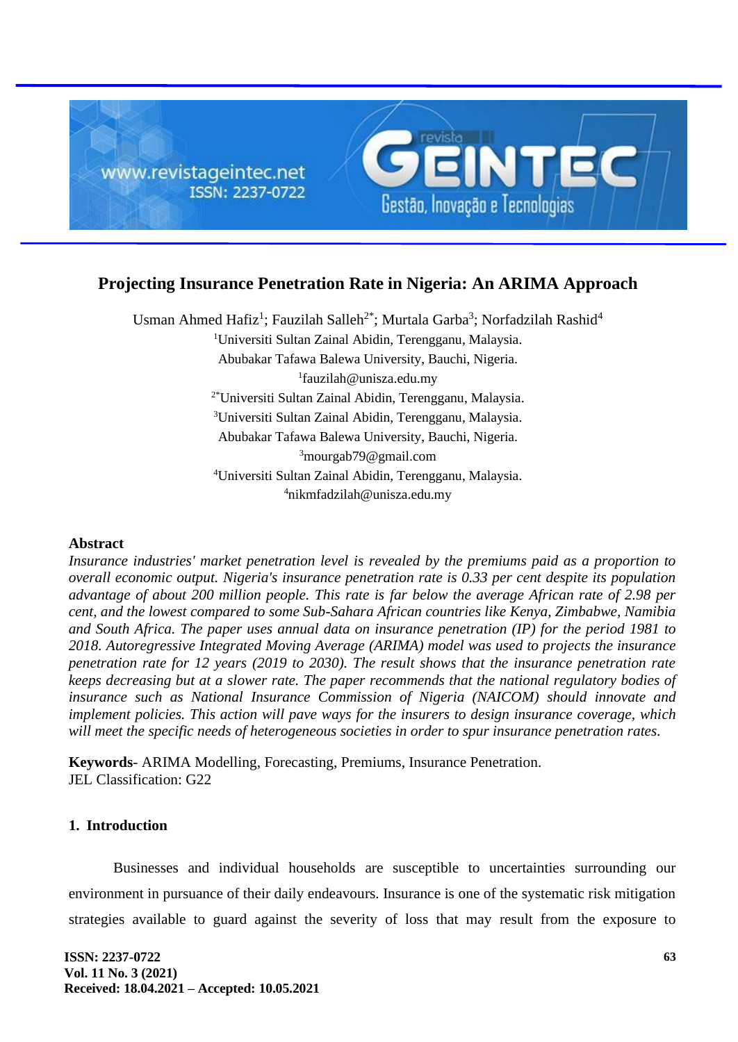# Projecting Insurance Penetration Rate in Nigeria: An ARIMA Approach

Usman Ahmed Hafiz[1]; Fauzilah Salleh[2*]; Murtala Garba[3]; Norfadzilah Rashid[4]

[1]Universiti Sultan Zainal Abidin, Terengganu, Malaysia.
Abubakar Tafawa Balewa University, Bauchi, Nigeria.
[1]fauzilah@unisza.edu.my

[2*]Universiti Sultan Zainal Abidin, Terengganu, Malaysia.

[3]Universiti Sultan Zainal Abidin, Terengganu, Malaysia.
Abubakar Tafawa Balewa University, Bauchi, Nigeria.
[3]mourgab79@gmail.com

[4]Universiti Sultan Zainal Abidin, Terengganu, Malaysia.
[4]nikmfadzilah@unisza.edu.my

### Abstract

*Insurance industries' market penetration level is revealed by the premiums paid as a proportion to overall economic output. Nigeria's insurance penetration rate is 0.33 per cent despite its population advantage of about 200 million people. This rate is far below the average African rate of 2.98 per cent, and the lowest compared to some Sub-Sahara African countries like Kenya, Zimbabwe, Namibia and South Africa. The paper uses annual data on insurance penetration (IP) for the period 1981 to 2018. Autoregressive Integrated Moving Average (ARIMA) model was used to projects the insurance penetration rate for 12 years (2019 to 2030). The result shows that the insurance penetration rate keeps decreasing but at a slower rate. The paper recommends that the national regulatory bodies of insurance such as National Insurance Commission of Nigeria (NAICOM) should innovate and implement policies. This action will pave ways for the insurers to design insurance coverage, which will meet the specific needs of heterogeneous societies in order to spur insurance penetration rates.*

**Keywords**- ARIMA Modelling, Forecasting, Premiums, Insurance Penetration.
JEL Classification: G22

## 1. Introduction

Businesses and individual households are susceptible to uncertainties surrounding our environment in pursuance of their daily endeavours. Insurance is one of the systematic risk mitigation strategies available to guard against the severity of loss that may result from the exposure to

Received: 18.04.2021 – Accepted: 10.05.2021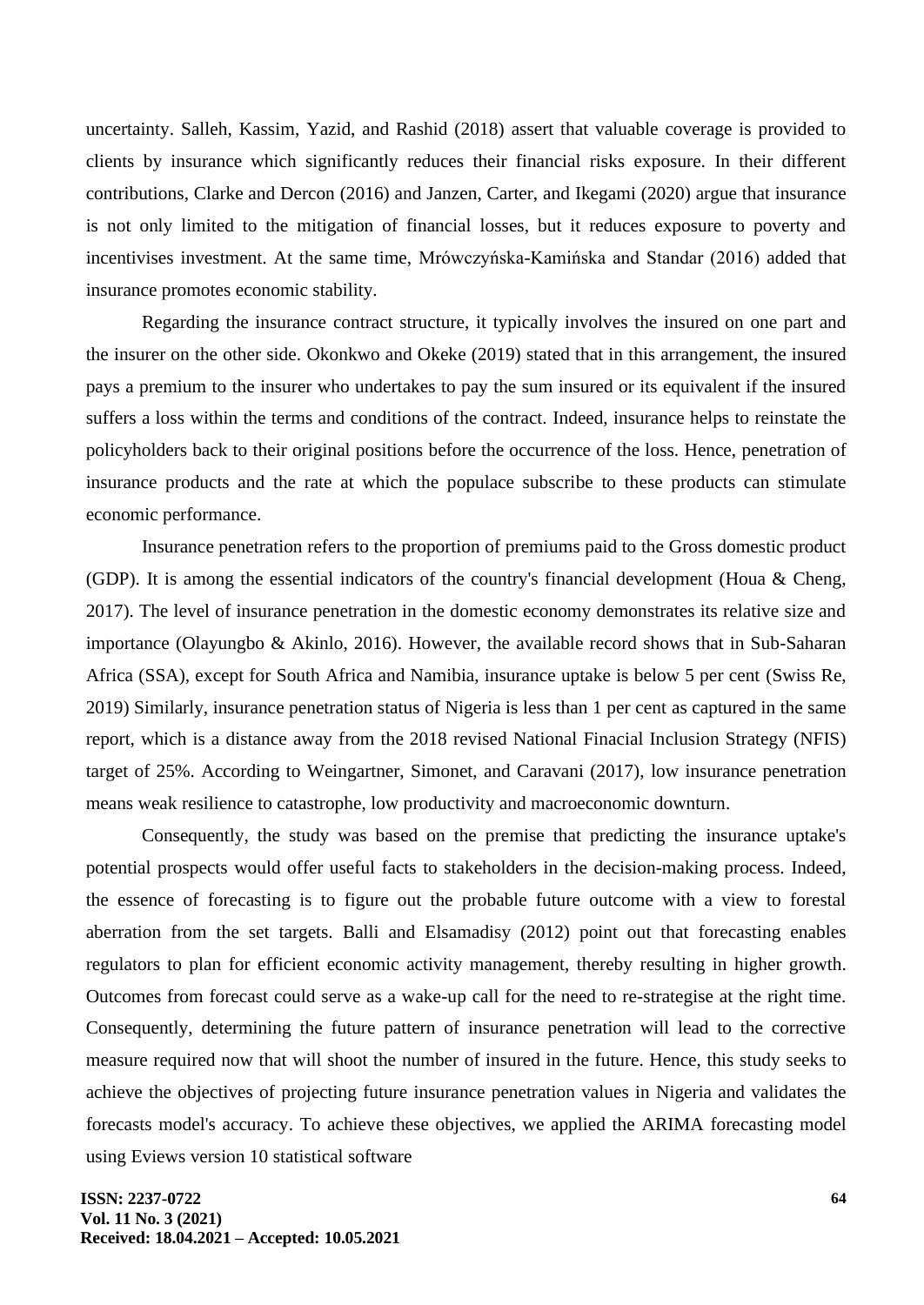uncertainty. Salleh, Kassim, Yazid, and Rashid (2018) assert that valuable coverage is provided to clients by insurance which significantly reduces their financial risks exposure. In their different contributions, Clarke and Dercon (2016) and Janzen, Carter, and Ikegami (2020) argue that insurance is not only limited to the mitigation of financial losses, but it reduces exposure to poverty and incentivises investment. At the same time, Mrówczyńska-Kamińska and Standar (2016) added that insurance promotes economic stability.

Regarding the insurance contract structure, it typically involves the insured on one part and the insurer on the other side. Okonkwo and Okeke (2019) stated that in this arrangement, the insured pays a premium to the insurer who undertakes to pay the sum insured or its equivalent if the insured suffers a loss within the terms and conditions of the contract. Indeed, insurance helps to reinstate the policyholders back to their original positions before the occurrence of the loss. Hence, penetration of insurance products and the rate at which the populace subscribe to these products can stimulate economic performance.

Insurance penetration refers to the proportion of premiums paid to the Gross domestic product (GDP). It is among the essential indicators of the country's financial development (Houa & Cheng, 2017). The level of insurance penetration in the domestic economy demonstrates its relative size and importance (Olayungbo & Akinlo, 2016). However, the available record shows that in Sub-Saharan Africa (SSA), except for South Africa and Namibia, insurance uptake is below 5 per cent (Swiss Re, 2019) Similarly, insurance penetration status of Nigeria is less than 1 per cent as captured in the same report, which is a distance away from the 2018 revised National Finacial Inclusion Strategy (NFIS) target of 25%. According to Weingartner, Simonet, and Caravani (2017), low insurance penetration means weak resilience to catastrophe, low productivity and macroeconomic downturn.

Consequently, the study was based on the premise that predicting the insurance uptake's potential prospects would offer useful facts to stakeholders in the decision-making process. Indeed, the essence of forecasting is to figure out the probable future outcome with a view to forestal aberration from the set targets. Balli and Elsamadisy (2012) point out that forecasting enables regulators to plan for efficient economic activity management, thereby resulting in higher growth. Outcomes from forecast could serve as a wake-up call for the need to re-strategise at the right time. Consequently, determining the future pattern of insurance penetration will lead to the corrective measure required now that will shoot the number of insured in the future. Hence, this study seeks to achieve the objectives of projecting future insurance penetration values in Nigeria and validates the forecasts model's accuracy. To achieve these objectives, we applied the ARIMA forecasting model using Eviews version 10 statistical software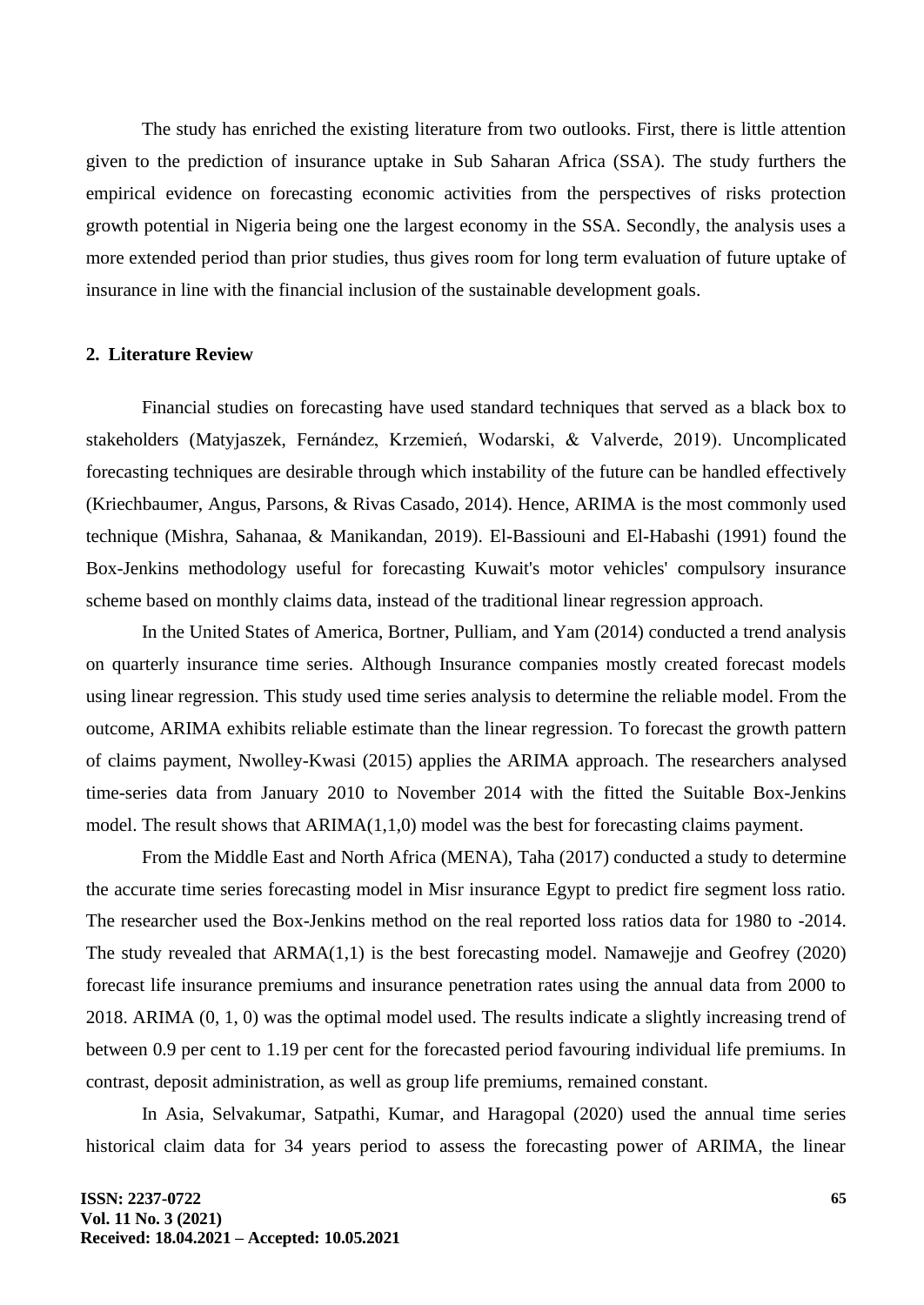The study has enriched the existing literature from two outlooks. First, there is little attention given to the prediction of insurance uptake in Sub Saharan Africa (SSA). The study furthers the empirical evidence on forecasting economic activities from the perspectives of risks protection growth potential in Nigeria being one the largest economy in the SSA. Secondly, the analysis uses a more extended period than prior studies, thus gives room for long term evaluation of future uptake of insurance in line with the financial inclusion of the sustainable development goals.

## 2. Literature Review

Financial studies on forecasting have used standard techniques that served as a black box to stakeholders (Matyjaszek, Fernández, Krzemień, Wodarski, & Valverde, 2019). Uncomplicated forecasting techniques are desirable through which instability of the future can be handled effectively (Kriechbaumer, Angus, Parsons, & Rivas Casado, 2014). Hence, ARIMA is the most commonly used technique (Mishra, Sahanaa, & Manikandan, 2019). El-Bassiouni and El-Habashi (1991) found the Box-Jenkins methodology useful for forecasting Kuwait's motor vehicles' compulsory insurance scheme based on monthly claims data, instead of the traditional linear regression approach.

In the United States of America, Bortner, Pulliam, and Yam (2014) conducted a trend analysis on quarterly insurance time series. Although Insurance companies mostly created forecast models using linear regression. This study used time series analysis to determine the reliable model. From the outcome, ARIMA exhibits reliable estimate than the linear regression. To forecast the growth pattern of claims payment, Nwolley-Kwasi (2015) applies the ARIMA approach. The researchers analysed time-series data from January 2010 to November 2014 with the fitted the Suitable Box-Jenkins model. The result shows that ARIMA(1,1,0) model was the best for forecasting claims payment.

From the Middle East and North Africa (MENA), Taha (2017) conducted a study to determine the accurate time series forecasting model in Misr insurance Egypt to predict fire segment loss ratio. The researcher used the Box-Jenkins method on the real reported loss ratios data for 1980 to -2014. The study revealed that ARMA(1,1) is the best forecasting model. Namawejje and Geofrey (2020) forecast life insurance premiums and insurance penetration rates using the annual data from 2000 to 2018. ARIMA (0, 1, 0) was the optimal model used. The results indicate a slightly increasing trend of between 0.9 per cent to 1.19 per cent for the forecasted period favouring individual life premiums. In contrast, deposit administration, as well as group life premiums, remained constant.

In Asia, Selvakumar, Satpathi, Kumar, and Haragopal (2020) used the annual time series historical claim data for 34 years period to assess the forecasting power of ARIMA, the linear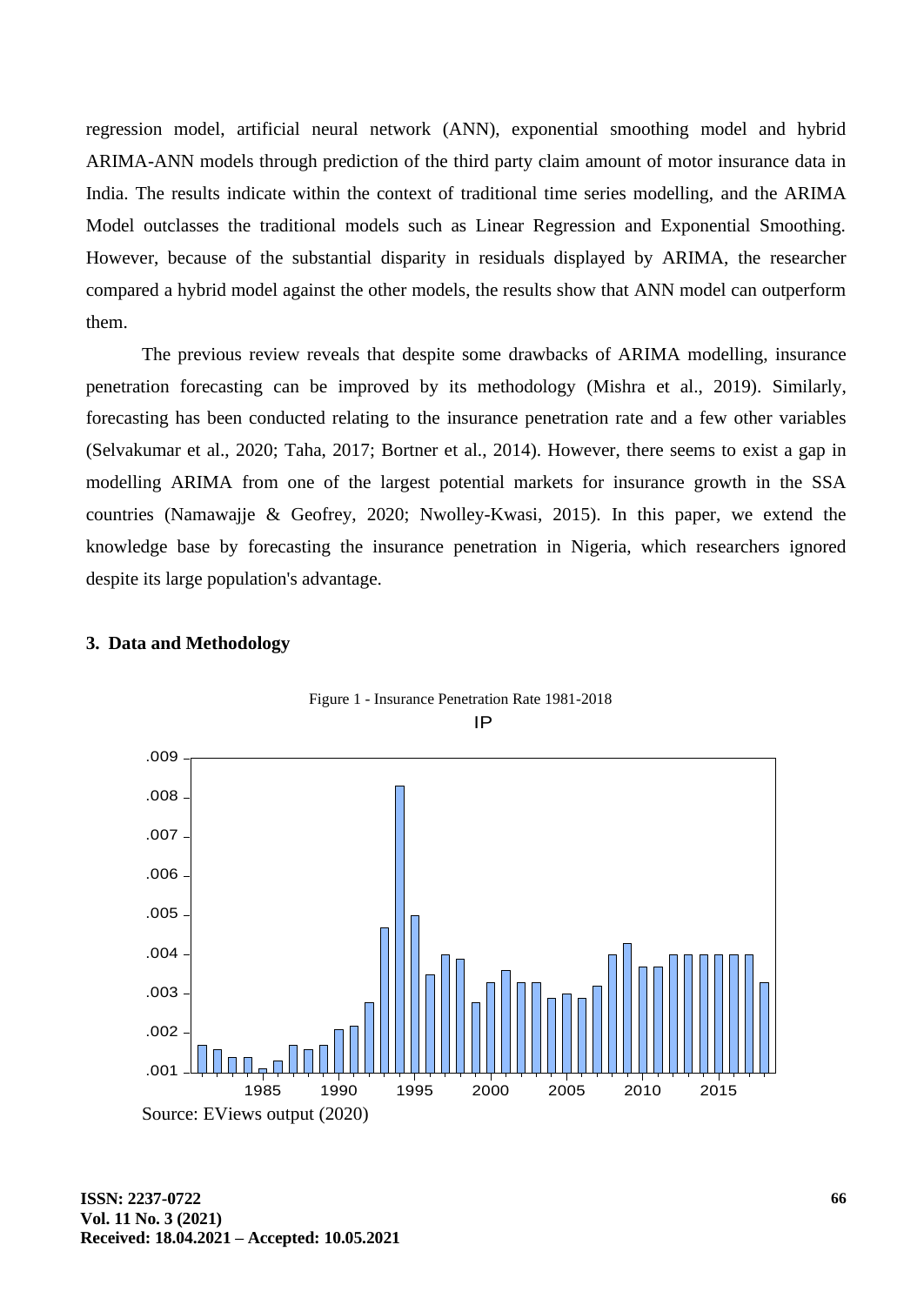regression model, artificial neural network (ANN), exponential smoothing model and hybrid ARIMA-ANN models through prediction of the third party claim amount of motor insurance data in India. The results indicate within the context of traditional time series modelling, and the ARIMA Model outclasses the traditional models such as Linear Regression and Exponential Smoothing. However, because of the substantial disparity in residuals displayed by ARIMA, the researcher compared a hybrid model against the other models, the results show that ANN model can outperform them.

The previous review reveals that despite some drawbacks of ARIMA modelling, insurance penetration forecasting can be improved by its methodology (Mishra et al., 2019). Similarly, forecasting has been conducted relating to the insurance penetration rate and a few other variables (Selvakumar et al., 2020; Taha, 2017; Bortner et al., 2014). However, there seems to exist a gap in modelling ARIMA from one of the largest potential markets for insurance growth in the SSA countries (Namawajje & Geofrey, 2020; Nwolley-Kwasi, 2015). In this paper, we extend the knowledge base by forecasting the insurance penetration in Nigeria, which researchers ignored despite its large population's advantage.

## 3. Data and Methodology

Figure 1 - Insurance Penetration Rate 1981-2018

Source: EViews output (2020)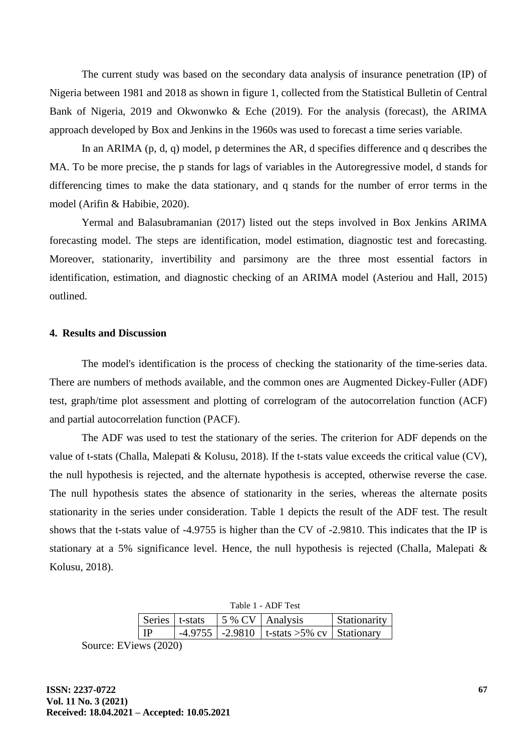The current study was based on the secondary data analysis of insurance penetration (IP) of Nigeria between 1981 and 2018 as shown in figure 1, collected from the Statistical Bulletin of Central Bank of Nigeria, 2019 and Okwonwko & Eche (2019). For the analysis (forecast), the ARIMA approach developed by Box and Jenkins in the 1960s was used to forecast a time series variable.

In an ARIMA (p, d, q) model, p determines the AR, d specifies difference and q describes the MA. To be more precise, the p stands for lags of variables in the Autoregressive model, d stands for differencing times to make the data stationary, and q stands for the number of error terms in the model (Arifin & Habibie, 2020).

Yermal and Balasubramanian (2017) listed out the steps involved in Box Jenkins ARIMA forecasting model. The steps are identification, model estimation, diagnostic test and forecasting. Moreover, stationarity, invertibility and parsimony are the three most essential factors in identification, estimation, and diagnostic checking of an ARIMA model (Asteriou and Hall, 2015) outlined.

## 4. Results and Discussion

The model's identification is the process of checking the stationarity of the time-series data. There are numbers of methods available, and the common ones are Augmented Dickey-Fuller (ADF) test, graph/time plot assessment and plotting of correlogram of the autocorrelation function (ACF) and partial autocorrelation function (PACF).

The ADF was used to test the stationary of the series. The criterion for ADF depends on the value of t-stats (Challa, Malepati & Kolusu, 2018). If the t-stats value exceeds the critical value (CV), the null hypothesis is rejected, and the alternate hypothesis is accepted, otherwise reverse the case. The null hypothesis states the absence of stationarity in the series, whereas the alternate posits stationarity in the series under consideration. Table 1 depicts the result of the ADF test. The result shows that the t-stats value of -4.9755 is higher than the CV of -2.9810. This indicates that the IP is stationary at a 5% significance level. Hence, the null hypothesis is rejected (Challa, Malepati & Kolusu, 2018).

Table 1 - ADF Test

| Series | t-stats | 5 % CV | Analysis | Stationarity |
|---|---|---|---|---|
| IP | -4.9755 | -2.9810 | t-stats >5% cv | Stationary |

Source: EViews (2020)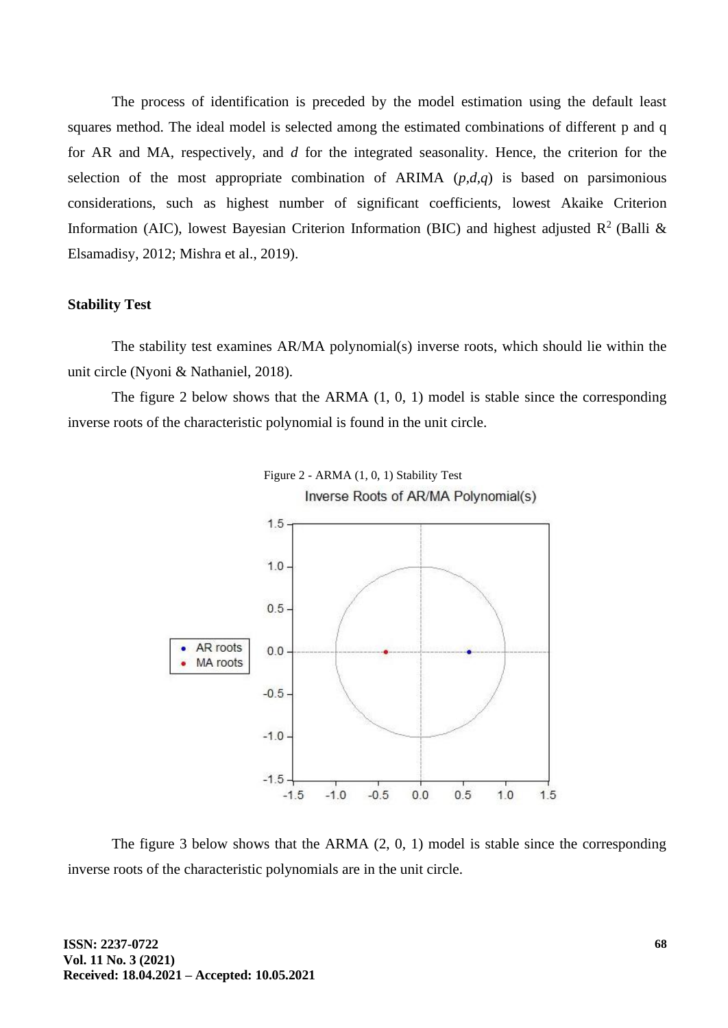The process of identification is preceded by the model estimation using the default least squares method. The ideal model is selected among the estimated combinations of different p and q for AR and MA, respectively, and *d* for the integrated seasonality. Hence, the criterion for the selection of the most appropriate combination of ARIMA (*p*,*d*,*q*) is based on parsimonious considerations, such as highest number of significant coefficients, lowest Akaike Criterion Information (AIC), lowest Bayesian Criterion Information (BIC) and highest adjusted $R^2$ (Balli & Elsamadisy, 2012; Mishra et al., 2019).

**Stability Test**

The stability test examines AR/MA polynomial(s) inverse roots, which should lie within the unit circle (Nyoni & Nathaniel, 2018).

The figure 2 below shows that the ARMA (1, 0, 1) model is stable since the corresponding inverse roots of the characteristic polynomial is found in the unit circle.

Figure 2 - ARMA (1, 0, 1) Stability Test

The figure 3 below shows that the ARMA (2, 0, 1) model is stable since the corresponding inverse roots of the characteristic polynomials are in the unit circle.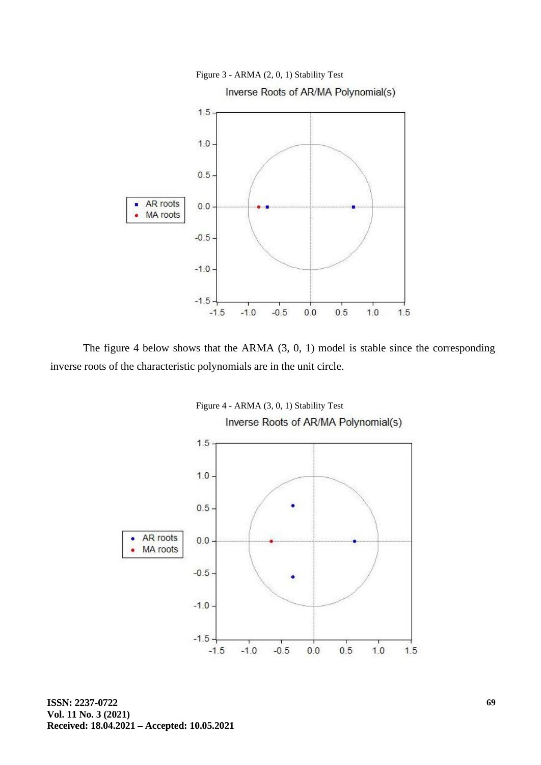Figure 3 - ARMA (2, 0, 1) Stability Test

The figure 4 below shows that the ARMA (3, 0, 1) model is stable since the corresponding inverse roots of the characteristic polynomials are in the unit circle.

Figure 4 - ARMA (3, 0, 1) Stability Test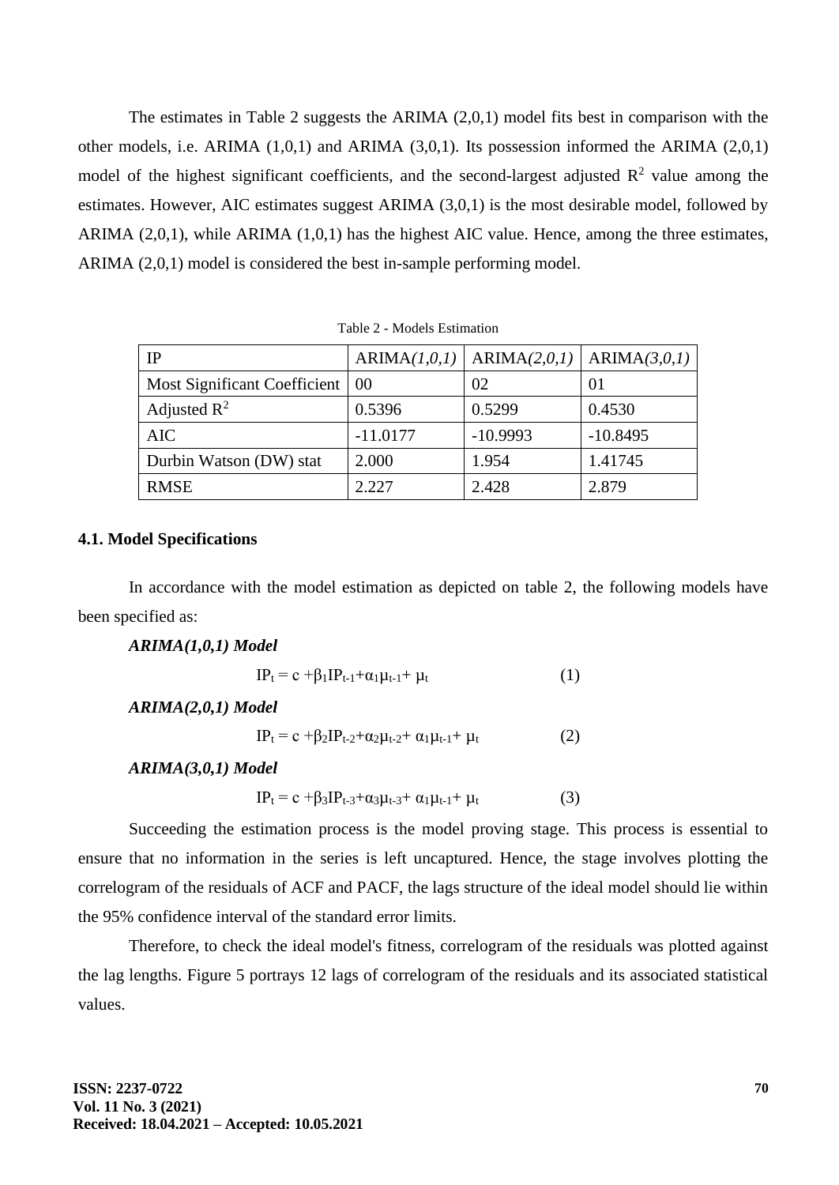The estimates in Table 2 suggests the ARIMA (2,0,1) model fits best in comparison with the other models, i.e. ARIMA (1,0,1) and ARIMA (3,0,1). Its possession informed the ARIMA (2,0,1) model of the highest significant coefficients, and the second-largest adjusted $R^2$ value among the estimates. However, AIC estimates suggest ARIMA (3,0,1) is the most desirable model, followed by ARIMA (2,0,1), while ARIMA (1,0,1) has the highest AIC value. Hence, among the three estimates, ARIMA (2,0,1) model is considered the best in-sample performing model.

Table 2 - Models Estimation

| IP | ARIMA*(1,0,1)* | ARIMA*(2,0,1)* | ARIMA*(3,0,1)* |
|---|---|---|---|
| Most Significant Coefficient | 00 | 02 | 01 |
| Adjusted $R^2$ | 0.5396 | 0.5299 | 0.4530 |
| AIC | -11.0177 | -10.9993 | -10.8495 |
| Durbin Watson (DW) stat | 2.000 | 1.954 | 1.41745 |
| RMSE | 2.227 | 2.428 | 2.879 |

### 4.1. Model Specifications

In accordance with the model estimation as depicted on table 2, the following models have been specified as:

***ARIMA(1,0,1) Model***

$$IP_t = c + \beta_1 IP_{t-1} + \alpha_1 \mu_{t-1} + \mu_t \qquad (1)$$

***ARIMA(2,0,1) Model***

$$IP_t = c + \beta_2 IP_{t-2} + \alpha_2 \mu_{t-2} + \alpha_1 \mu_{t-1} + \mu_t \qquad (2)$$

***ARIMA(3,0,1) Model***

$$IP_t = c + \beta_3 IP_{t-3} + \alpha_3 \mu_{t-3} + \alpha_1 \mu_{t-1} + \mu_t \qquad (3)$$

Succeeding the estimation process is the model proving stage. This process is essential to ensure that no information in the series is left uncaptured. Hence, the stage involves plotting the correlogram of the residuals of ACF and PACF, the lags structure of the ideal model should lie within the 95% confidence interval of the standard error limits.

Therefore, to check the ideal model's fitness, correlogram of the residuals was plotted against the lag lengths. Figure 5 portrays 12 lags of correlogram of the residuals and its associated statistical values.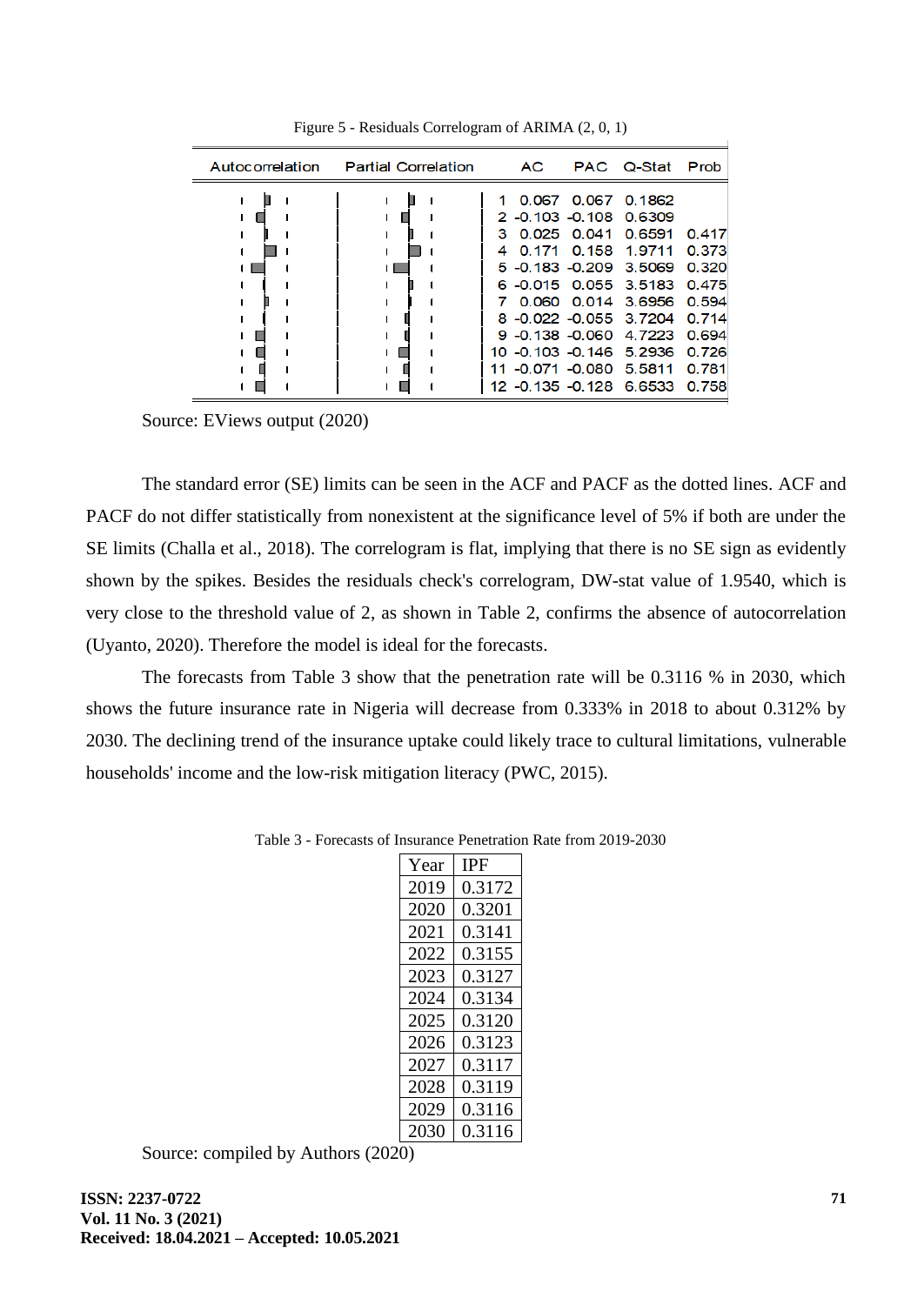Figure 5 - Residuals Correlogram of ARIMA (2, 0, 1)

| Autocorrelation | Partial Correlation | | AC | PAC | Q-Stat | Prob |
|---|---|---|---|---|---|---|
| | | 1 | 0.067 | 0.067 | 0.1862 | |
| | | 2 | -0.103 | -0.108 | 0.6309 | |
| | | 3 | 0.025 | 0.041 | 0.6591 | 0.417 |
| | | 4 | 0.171 | 0.158 | 1.9711 | 0.373 |
| | | 5 | -0.183 | -0.209 | 3.5069 | 0.320 |
| | | 6 | -0.015 | 0.055 | 3.5183 | 0.475 |
| | | 7 | 0.060 | 0.014 | 3.6956 | 0.594 |
| | | 8 | -0.022 | -0.055 | 3.7204 | 0.714 |
| | | 9 | -0.138 | -0.060 | 4.7223 | 0.694 |
| | | 10 | -0.103 | -0.146 | 5.2936 | 0.726 |
| | | 11 | -0.071 | -0.080 | 5.5811 | 0.781 |
| | | 12 | -0.135 | -0.128 | 6.6533 | 0.758 |

Source: EViews output (2020)

The standard error (SE) limits can be seen in the ACF and PACF as the dotted lines. ACF and PACF do not differ statistically from nonexistent at the significance level of 5% if both are under the SE limits (Challa et al., 2018). The correlogram is flat, implying that there is no SE sign as evidently shown by the spikes. Besides the residuals check's correlogram, DW-stat value of 1.9540, which is very close to the threshold value of 2, as shown in Table 2, confirms the absence of autocorrelation (Uyanto, 2020). Therefore the model is ideal for the forecasts.

The forecasts from Table 3 show that the penetration rate will be 0.3116 % in 2030, which shows the future insurance rate in Nigeria will decrease from 0.333% in 2018 to about 0.312% by 2030. The declining trend of the insurance uptake could likely trace to cultural limitations, vulnerable households' income and the low-risk mitigation literacy (PWC, 2015).

Table 3 - Forecasts of Insurance Penetration Rate from 2019-2030

| Year | IPF |
|---|---|
| 2019 | 0.3172 |
| 2020 | 0.3201 |
| 2021 | 0.3141 |
| 2022 | 0.3155 |
| 2023 | 0.3127 |
| 2024 | 0.3134 |
| 2025 | 0.3120 |
| 2026 | 0.3123 |
| 2027 | 0.3117 |
| 2028 | 0.3119 |
| 2029 | 0.3116 |
| 2030 | 0.3116 |

Source: compiled by Authors (2020)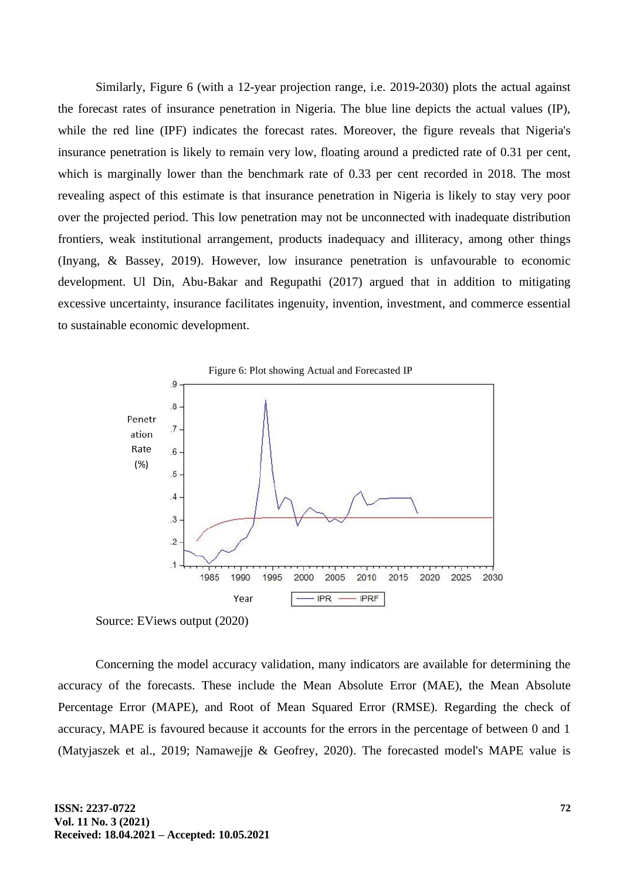Similarly, Figure 6 (with a 12-year projection range, i.e. 2019-2030) plots the actual against the forecast rates of insurance penetration in Nigeria. The blue line depicts the actual values (IP), while the red line (IPF) indicates the forecast rates. Moreover, the figure reveals that Nigeria's insurance penetration is likely to remain very low, floating around a predicted rate of 0.31 per cent, which is marginally lower than the benchmark rate of 0.33 per cent recorded in 2018. The most revealing aspect of this estimate is that insurance penetration in Nigeria is likely to stay very poor over the projected period. This low penetration may not be unconnected with inadequate distribution frontiers, weak institutional arrangement, products inadequacy and illiteracy, among other things (Inyang, & Bassey, 2019). However, low insurance penetration is unfavourable to economic development. Ul Din, Abu-Bakar and Regupathi (2017) argued that in addition to mitigating excessive uncertainty, insurance facilitates ingenuity, invention, investment, and commerce essential to sustainable economic development.

Figure 6: Plot showing Actual and Forecasted IP

Source: EViews output (2020)

Concerning the model accuracy validation, many indicators are available for determining the accuracy of the forecasts. These include the Mean Absolute Error (MAE), the Mean Absolute Percentage Error (MAPE), and Root of Mean Squared Error (RMSE). Regarding the check of accuracy, MAPE is favoured because it accounts for the errors in the percentage of between 0 and 1 (Matyjaszek et al., 2019; Namawejje & Geofrey, 2020). The forecasted model's MAPE value is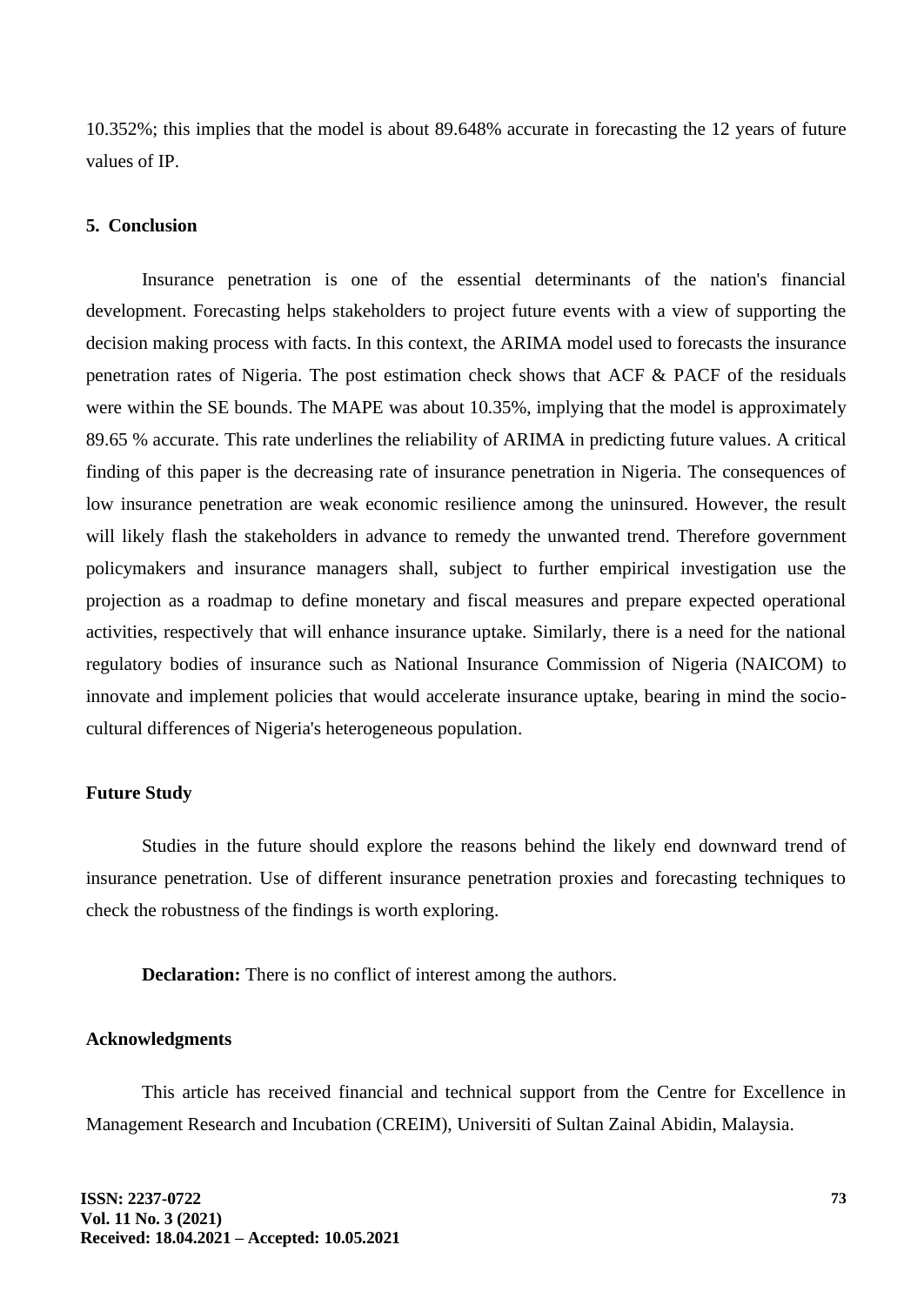10.352%; this implies that the model is about 89.648% accurate in forecasting the 12 years of future values of IP.

## 5. Conclusion

Insurance penetration is one of the essential determinants of the nation's financial development. Forecasting helps stakeholders to project future events with a view of supporting the decision making process with facts. In this context, the ARIMA model used to forecasts the insurance penetration rates of Nigeria. The post estimation check shows that ACF & PACF of the residuals were within the SE bounds. The MAPE was about 10.35%, implying that the model is approximately 89.65 % accurate. This rate underlines the reliability of ARIMA in predicting future values. A critical finding of this paper is the decreasing rate of insurance penetration in Nigeria. The consequences of low insurance penetration are weak economic resilience among the uninsured. However, the result will likely flash the stakeholders in advance to remedy the unwanted trend. Therefore government policymakers and insurance managers shall, subject to further empirical investigation use the projection as a roadmap to define monetary and fiscal measures and prepare expected operational activities, respectively that will enhance insurance uptake. Similarly, there is a need for the national regulatory bodies of insurance such as National Insurance Commission of Nigeria (NAICOM) to innovate and implement policies that would accelerate insurance uptake, bearing in mind the socio-cultural differences of Nigeria's heterogeneous population.

### Future Study

Studies in the future should explore the reasons behind the likely end downward trend of insurance penetration. Use of different insurance penetration proxies and forecasting techniques to check the robustness of the findings is worth exploring.

**Declaration:** There is no conflict of interest among the authors.

### Acknowledgments

This article has received financial and technical support from the Centre for Excellence in Management Research and Incubation (CREIM), Universiti of Sultan Zainal Abidin, Malaysia.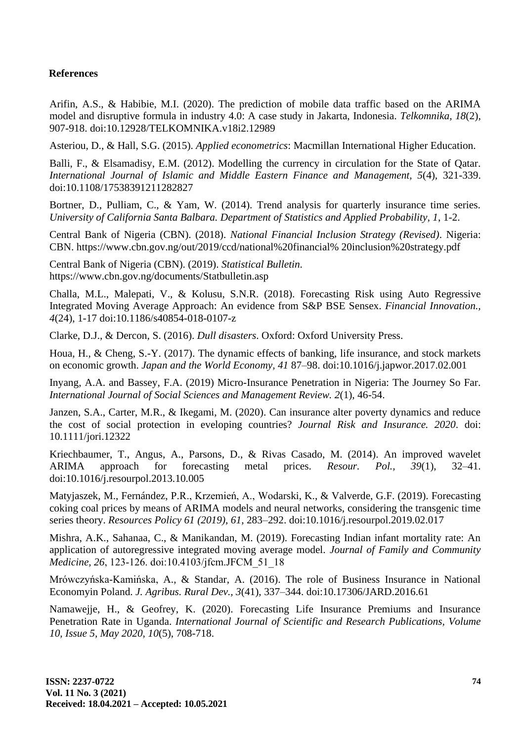**References**

Arifin, A.S., & Habibie, M.I. (2020). The prediction of mobile data traffic based on the ARIMA model and disruptive formula in industry 4.0: A case study in Jakarta, Indonesia. *Telkomnika, 18*(2), 907-918. doi:10.12928/TELKOMNIKA.v18i2.12989

Asteriou, D., & Hall, S.G. (2015). *Applied econometrics*: Macmillan International Higher Education.

Balli, F., & Elsamadisy, E.M. (2012). Modelling the currency in circulation for the State of Qatar. *International Journal of Islamic and Middle Eastern Finance and Management, 5*(4), 321-339. doi:10.1108/17538391211282827

Bortner, D., Pulliam, C., & Yam, W. (2014). Trend analysis for quarterly insurance time series. *University of California Santa Balbara. Department of Statistics and Applied Probability, 1*, 1-2.

Central Bank of Nigeria (CBN). (2018). *National Financial Inclusion Strategy (Revised)*. Nigeria: CBN. https://www.cbn.gov.ng/out/2019/ccd/national%20financial% 20inclusion%20strategy.pdf

Central Bank of Nigeria (CBN). (2019). *Statistical Bulletin*. https://www.cbn.gov.ng/documents/Statbulletin.asp

Challa, M.L., Malepati, V., & Kolusu, S.N.R. (2018). Forecasting Risk using Auto Regressive Integrated Moving Average Approach: An evidence from S&P BSE Sensex. *Financial Innovation., 4*(24), 1-17 doi:10.1186/s40854-018-0107-z

Clarke, D.J., & Dercon, S. (2016). *Dull disasters*. Oxford: Oxford University Press.

Houa, H., & Cheng, S.-Y. (2017). The dynamic effects of banking, life insurance, and stock markets on economic growth. *Japan and the World Economy, 41* 87–98. doi:10.1016/j.japwor.2017.02.001

Inyang, A.A. and Bassey, F.A. (2019) Micro-Insurance Penetration in Nigeria: The Journey So Far. *International Journal of Social Sciences and Management Review. 2*(1), 46-54.

Janzen, S.A., Carter, M.R., & Ikegami, M. (2020). Can insurance alter poverty dynamics and reduce the cost of social protection in eveloping countries? *Journal Risk and Insurance. 2020*. doi: 10.1111/jori.12322

Kriechbaumer, T., Angus, A., Parsons, D., & Rivas Casado, M. (2014). An improved wavelet ARIMA approach for forecasting metal prices. *Resour. Pol., 39*(1), 32–41. doi:10.1016/j.resourpol.2013.10.005

Matyjaszek, M., Fernández, P.R., Krzemień, A., Wodarski, K., & Valverde, G.F. (2019). Forecasting coking coal prices by means of ARIMA models and neural networks, considering the transgenic time series theory. *Resources Policy 61 (2019), 61*, 283–292. doi:10.1016/j.resourpol.2019.02.017

Mishra, A.K., Sahanaa, C., & Manikandan, M. (2019). Forecasting Indian infant mortality rate: An application of autoregressive integrated moving average model. *Journal of Family and Community Medicine, 26*, 123-126. doi:10.4103/jfcm.JFCM_51_18

Mrówczyńska-Kamińska, A., & Standar, A. (2016). The role of Business Insurance in National Economyin Poland. *J. Agribus. Rural Dev., 3*(41), 337–344. doi:10.17306/JARD.2016.61

Namawejje, H., & Geofrey, K. (2020). Forecasting Life Insurance Premiums and Insurance Penetration Rate in Uganda. *International Journal of Scientific and Research Publications, Volume 10, Issue 5, May 2020, 10*(5), 708-718.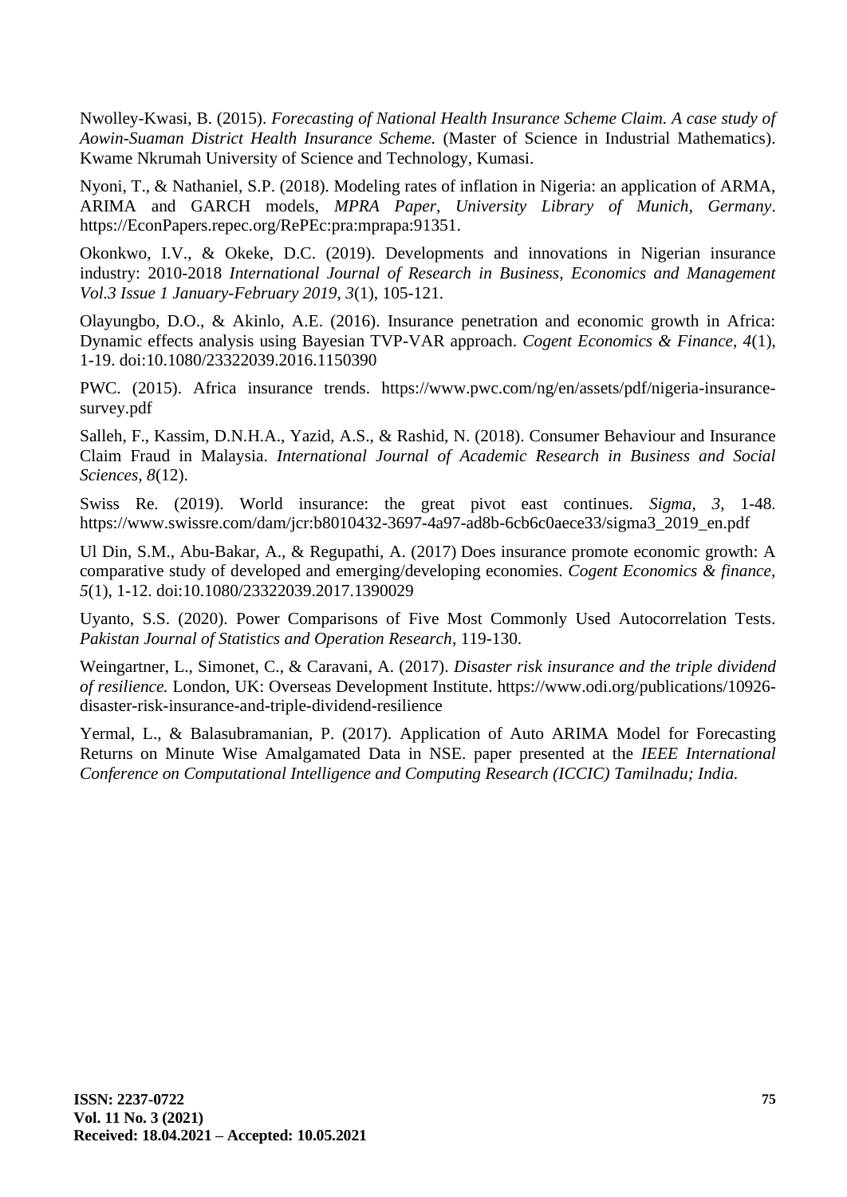Nwolley-Kwasi, B. (2015). *Forecasting of National Health Insurance Scheme Claim. A case study of Aowin-Suaman District Health Insurance Scheme.* (Master of Science in Industrial Mathematics). Kwame Nkrumah University of Science and Technology, Kumasi.

Nyoni, T., & Nathaniel, S.P. (2018). Modeling rates of inflation in Nigeria: an application of ARMA, ARIMA and GARCH models, *MPRA Paper, University Library of Munich, Germany*. https://EconPapers.repec.org/RePEc:pra:mprapa:91351.

Okonkwo, I.V., & Okeke, D.C. (2019). Developments and innovations in Nigerian insurance industry: 2010-2018 *International Journal of Research in Business, Economics and Management Vol.3 Issue 1 January-February 2019, 3*(1), 105-121.

Olayungbo, D.O., & Akinlo, A.E. (2016). Insurance penetration and economic growth in Africa: Dynamic effects analysis using Bayesian TVP-VAR approach. *Cogent Economics & Finance, 4*(1), 1-19. doi:10.1080/23322039.2016.1150390

PWC. (2015). Africa insurance trends. https://www.pwc.com/ng/en/assets/pdf/nigeria-insurance-survey.pdf

Salleh, F., Kassim, D.N.H.A., Yazid, A.S., & Rashid, N. (2018). Consumer Behaviour and Insurance Claim Fraud in Malaysia. *International Journal of Academic Research in Business and Social Sciences, 8*(12).

Swiss Re. (2019). World insurance: the great pivot east continues. *Sigma, 3*, 1-48. https://www.swissre.com/dam/jcr:b8010432-3697-4a97-ad8b-6cb6c0aece33/sigma3_2019_en.pdf

Ul Din, S.M., Abu-Bakar, A., & Regupathi, A. (2017) Does insurance promote economic growth: A comparative study of developed and emerging/developing economies. *Cogent Economics & finance, 5*(1), 1-12. doi:10.1080/23322039.2017.1390029

Uyanto, S.S. (2020). Power Comparisons of Five Most Commonly Used Autocorrelation Tests. *Pakistan Journal of Statistics and Operation Research*, 119-130.

Weingartner, L., Simonet, C., & Caravani, A. (2017). *Disaster risk insurance and the triple dividend of resilience.* London, UK: Overseas Development Institute. https://www.odi.org/publications/10926-disaster-risk-insurance-and-triple-dividend-resilience

Yermal, L., & Balasubramanian, P. (2017). Application of Auto ARIMA Model for Forecasting Returns on Minute Wise Amalgamated Data in NSE. paper presented at the *IEEE International Conference on Computational Intelligence and Computing Research (ICCIC) Tamilnadu; India.*